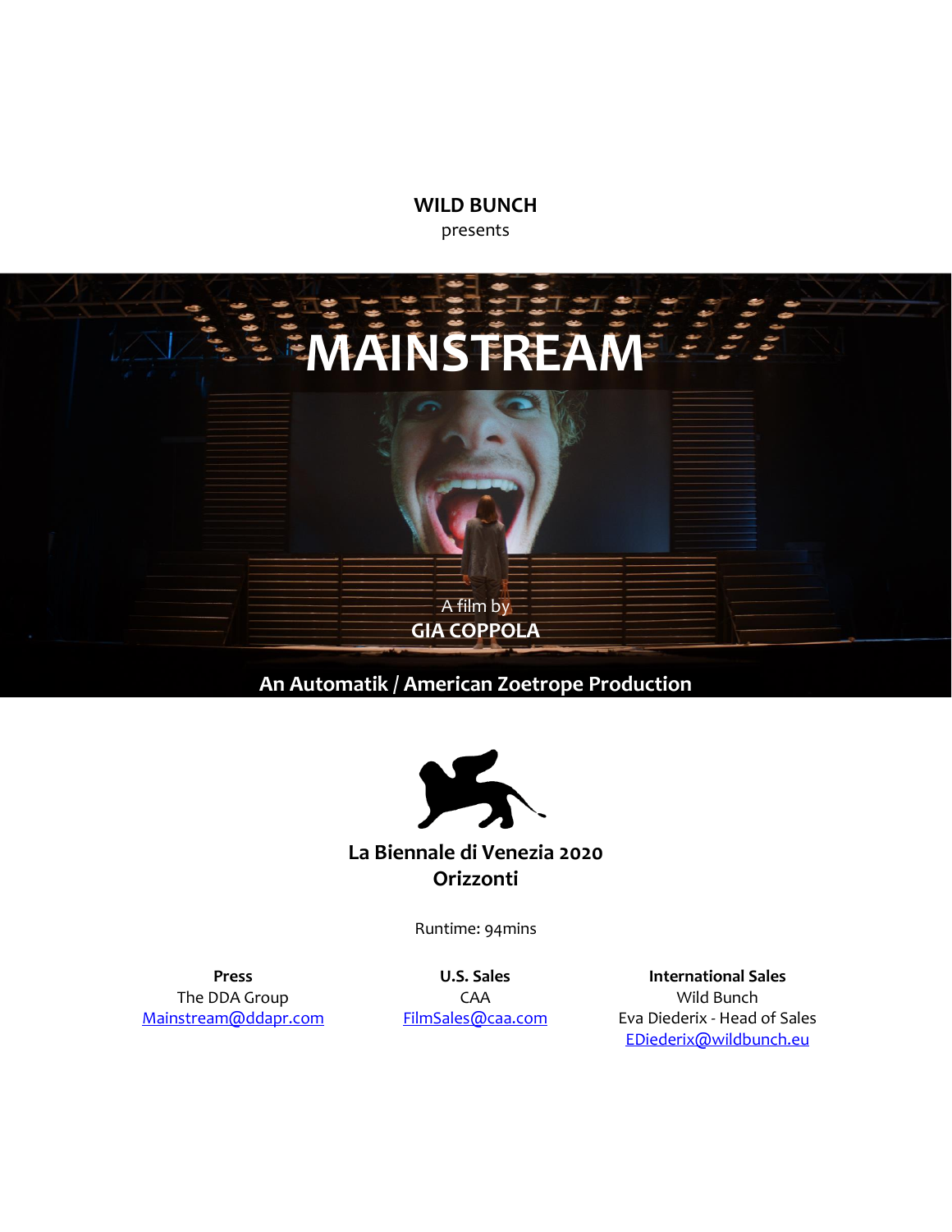**WILD BUNCH**

presents

# MAINSTREAM

A film by

**GIA COPPOLA**

**An Automatik / American Zoetrope Production**

**La Biennale di Venezia 2020**

**Orizzonti**

Runtime: 94mins

**Press**
The DDA Group
Mainstream@ddapr.com

**U.S. Sales**
CAA
FilmSales@caa.com

**International Sales**
Wild Bunch
Eva Diederix - Head of Sales
EDiederix@wildbunch.eu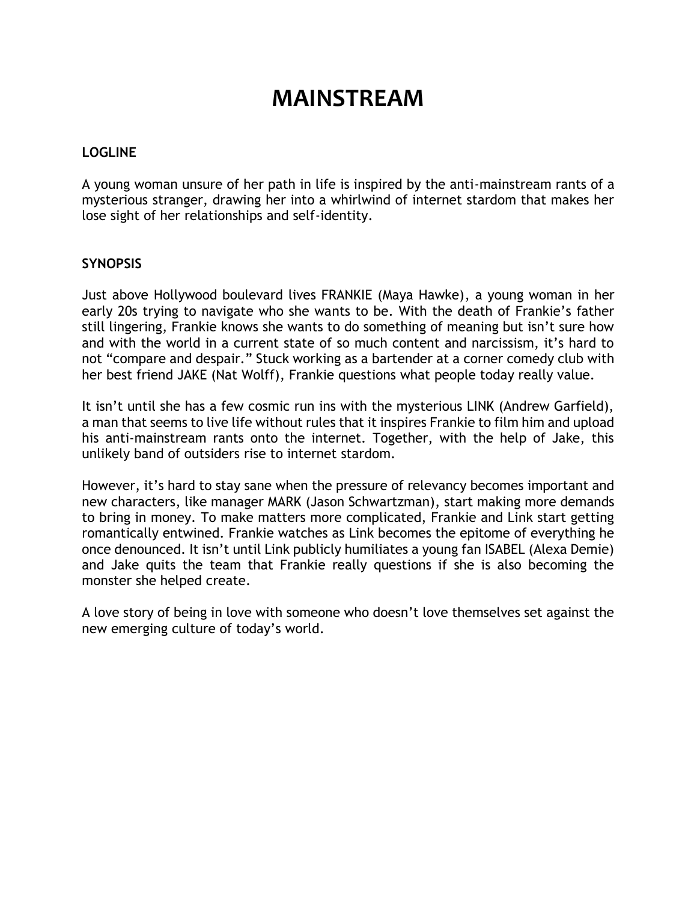# MAINSTREAM

### LOGLINE

A young woman unsure of her path in life is inspired by the anti-mainstream rants of a mysterious stranger, drawing her into a whirlwind of internet stardom that makes her lose sight of her relationships and self-identity.

### SYNOPSIS

Just above Hollywood boulevard lives FRANKIE (Maya Hawke), a young woman in her early 20s trying to navigate who she wants to be. With the death of Frankie's father still lingering, Frankie knows she wants to do something of meaning but isn't sure how and with the world in a current state of so much content and narcissism, it's hard to not "compare and despair." Stuck working as a bartender at a corner comedy club with her best friend JAKE (Nat Wolff), Frankie questions what people today really value.

It isn't until she has a few cosmic run ins with the mysterious LINK (Andrew Garfield), a man that seems to live life without rules that it inspires Frankie to film him and upload his anti-mainstream rants onto the internet. Together, with the help of Jake, this unlikely band of outsiders rise to internet stardom.

However, it's hard to stay sane when the pressure of relevancy becomes important and new characters, like manager MARK (Jason Schwartzman), start making more demands to bring in money. To make matters more complicated, Frankie and Link start getting romantically entwined. Frankie watches as Link becomes the epitome of everything he once denounced. It isn't until Link publicly humiliates a young fan ISABEL (Alexa Demie) and Jake quits the team that Frankie really questions if she is also becoming the monster she helped create.

A love story of being in love with someone who doesn't love themselves set against the new emerging culture of today's world.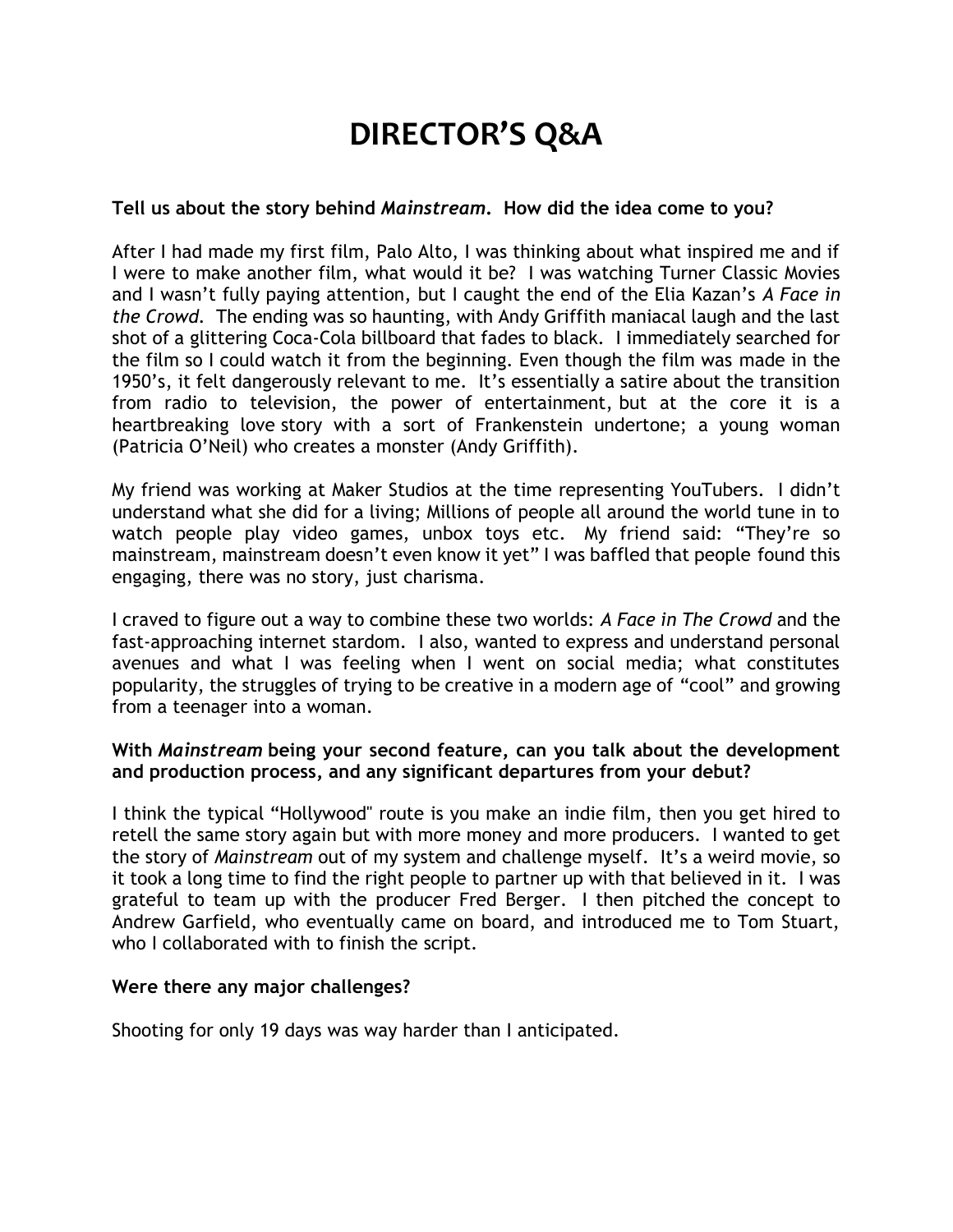# DIRECTOR'S Q&A

**Tell us about the story behind *Mainstream*. How did the idea come to you?**

After I had made my first film, Palo Alto, I was thinking about what inspired me and if I were to make another film, what would it be? I was watching Turner Classic Movies and I wasn't fully paying attention, but I caught the end of the Elia Kazan's *A Face in the Crowd.* The ending was so haunting, with Andy Griffith maniacal laugh and the last shot of a glittering Coca-Cola billboard that fades to black. I immediately searched for the film so I could watch it from the beginning. Even though the film was made in the 1950's, it felt dangerously relevant to me. It's essentially a satire about the transition from radio to television, the power of entertainment, but at the core it is a heartbreaking love story with a sort of Frankenstein undertone; a young woman (Patricia O'Neil) who creates a monster (Andy Griffith).

My friend was working at Maker Studios at the time representing YouTubers. I didn't understand what she did for a living; Millions of people all around the world tune in to watch people play video games, unbox toys etc. My friend said: "They're so mainstream, mainstream doesn't even know it yet" I was baffled that people found this engaging, there was no story, just charisma.

I craved to figure out a way to combine these two worlds: *A Face in The Crowd* and the fast-approaching internet stardom. I also, wanted to express and understand personal avenues and what I was feeling when I went on social media; what constitutes popularity, the struggles of trying to be creative in a modern age of "cool" and growing from a teenager into a woman.

**With *Mainstream* being your second feature, can you talk about the development and production process, and any significant departures from your debut?**

I think the typical "Hollywood" route is you make an indie film, then you get hired to retell the same story again but with more money and more producers. I wanted to get the story of *Mainstream* out of my system and challenge myself. It's a weird movie, so it took a long time to find the right people to partner up with that believed in it. I was grateful to team up with the producer Fred Berger. I then pitched the concept to Andrew Garfield, who eventually came on board, and introduced me to Tom Stuart, who I collaborated with to finish the script.

**Were there any major challenges?**

Shooting for only 19 days was way harder than I anticipated.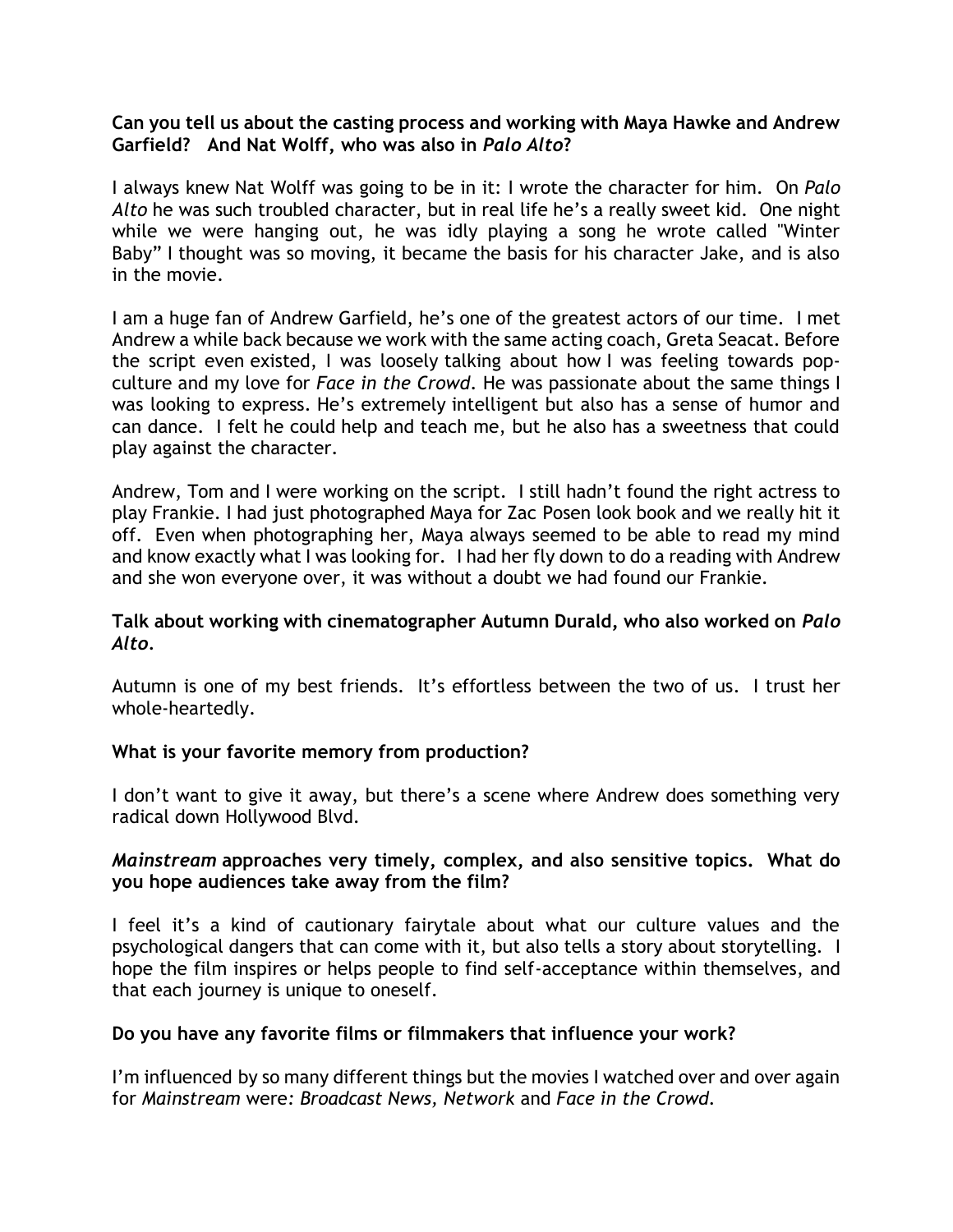**Can you tell us about the casting process and working with Maya Hawke and Andrew Garfield? And Nat Wolff, who was also in *Palo Alto*?**

I always knew Nat Wolff was going to be in it: I wrote the character for him. On *Palo Alto* he was such troubled character, but in real life he's a really sweet kid. One night while we were hanging out, he was idly playing a song he wrote called "Winter Baby" I thought was so moving, it became the basis for his character Jake, and is also in the movie.

I am a huge fan of Andrew Garfield, he's one of the greatest actors of our time. I met Andrew a while back because we work with the same acting coach, Greta Seacat. Before the script even existed, I was loosely talking about how I was feeling towards pop-culture and my love for *Face in the Crowd*. He was passionate about the same things I was looking to express. He's extremely intelligent but also has a sense of humor and can dance. I felt he could help and teach me, but he also has a sweetness that could play against the character.

Andrew, Tom and I were working on the script. I still hadn't found the right actress to play Frankie. I had just photographed Maya for Zac Posen look book and we really hit it off. Even when photographing her, Maya always seemed to be able to read my mind and know exactly what I was looking for. I had her fly down to do a reading with Andrew and she won everyone over, it was without a doubt we had found our Frankie.

**Talk about working with cinematographer Autumn Durald, who also worked on *Palo Alto*.**

Autumn is one of my best friends. It's effortless between the two of us. I trust her whole-heartedly.

**What is your favorite memory from production?**

I don't want to give it away, but there's a scene where Andrew does something very radical down Hollywood Blvd.

***Mainstream* approaches very timely, complex, and also sensitive topics. What do you hope audiences take away from the film?**

I feel it's a kind of cautionary fairytale about what our culture values and the psychological dangers that can come with it, but also tells a story about storytelling. I hope the film inspires or helps people to find self-acceptance within themselves, and that each journey is unique to oneself.

**Do you have any favorite films or filmmakers that influence your work?**

I'm influenced by so many different things but the movies I watched over and over again for *Mainstream* were: *Broadcast News, Network* and *Face in the Crowd.*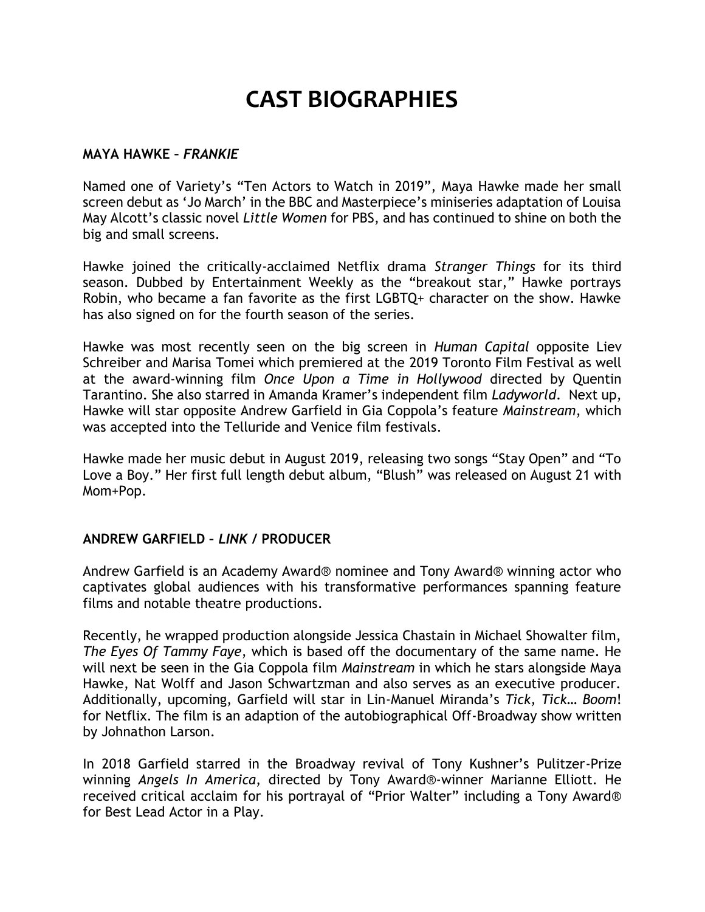# CAST BIOGRAPHIES

**MAYA HAWKE – *FRANKIE***

Named one of Variety's "Ten Actors to Watch in 2019", Maya Hawke made her small screen debut as 'Jo March' in the BBC and Masterpiece's miniseries adaptation of Louisa May Alcott's classic novel *Little Women* for PBS, and has continued to shine on both the big and small screens.

Hawke joined the critically-acclaimed Netflix drama *Stranger Things* for its third season. Dubbed by Entertainment Weekly as the "breakout star," Hawke portrays Robin, who became a fan favorite as the first LGBTQ+ character on the show. Hawke has also signed on for the fourth season of the series.

Hawke was most recently seen on the big screen in *Human Capital* opposite Liev Schreiber and Marisa Tomei which premiered at the 2019 Toronto Film Festival as well at the award-winning film *Once Upon a Time in Hollywood* directed by Quentin Tarantino. She also starred in Amanda Kramer's independent film *Ladyworld*. Next up, Hawke will star opposite Andrew Garfield in Gia Coppola's feature *Mainstream*, which was accepted into the Telluride and Venice film festivals.

Hawke made her music debut in August 2019, releasing two songs "Stay Open" and "To Love a Boy." Her first full length debut album, "Blush" was released on August 21 with Mom+Pop.

**ANDREW GARFIELD – *LINK* / PRODUCER**

Andrew Garfield is an Academy Award® nominee and Tony Award® winning actor who captivates global audiences with his transformative performances spanning feature films and notable theatre productions.

Recently, he wrapped production alongside Jessica Chastain in Michael Showalter film, *The Eyes Of Tammy Faye*, which is based off the documentary of the same name. He will next be seen in the Gia Coppola film *Mainstream* in which he stars alongside Maya Hawke, Nat Wolff and Jason Schwartzman and also serves as an executive producer. Additionally, upcoming, Garfield will star in Lin-Manuel Miranda's *Tick, Tick… Boom*! for Netflix. The film is an adaption of the autobiographical Off-Broadway show written by Johnathon Larson.

In 2018 Garfield starred in the Broadway revival of Tony Kushner's Pulitzer-Prize winning *Angels In America*, directed by Tony Award®-winner Marianne Elliott. He received critical acclaim for his portrayal of "Prior Walter" including a Tony Award® for Best Lead Actor in a Play.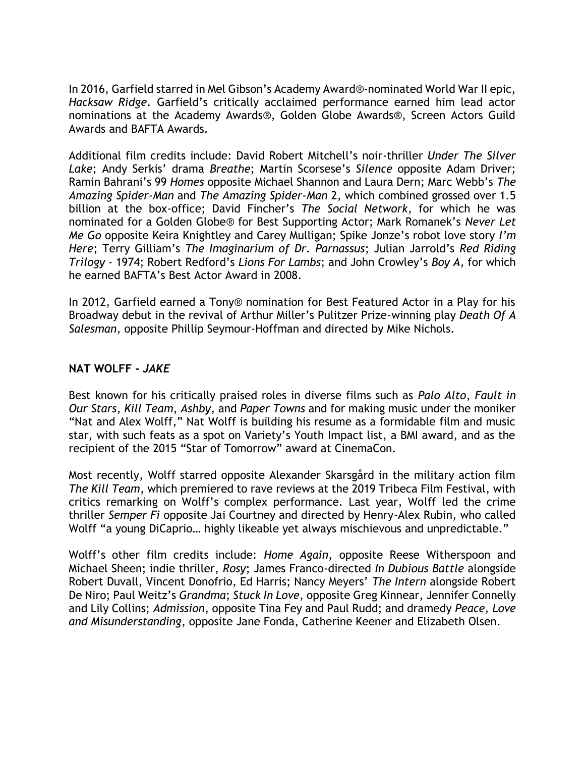In 2016, Garfield starred in Mel Gibson's Academy Award®-nominated World War II epic, *Hacksaw Ridge*. Garfield's critically acclaimed performance earned him lead actor nominations at the Academy Awards®, Golden Globe Awards®, Screen Actors Guild Awards and BAFTA Awards.

Additional film credits include: David Robert Mitchell's noir-thriller *Under The Silver Lake*; Andy Serkis' drama *Breathe*; Martin Scorsese's *Silence* opposite Adam Driver; Ramin Bahrani's 99 *Homes* opposite Michael Shannon and Laura Dern; Marc Webb's *The Amazing Spider-Man* and *The Amazing Spider-Man* 2, which combined grossed over 1.5 billion at the box-office; David Fincher's *The Social Network*, for which he was nominated for a Golden Globe® for Best Supporting Actor; Mark Romanek's *Never Let Me Go* opposite Keira Knightley and Carey Mulligan; Spike Jonze's robot love story *I'm Here*; Terry Gilliam's *The Imaginarium of Dr. Parnassus*; Julian Jarrold's *Red Riding Trilogy* - 1974; Robert Redford's *Lions For Lambs*; and John Crowley's *Boy A*, for which he earned BAFTA's Best Actor Award in 2008.

In 2012, Garfield earned a Tony® nomination for Best Featured Actor in a Play for his Broadway debut in the revival of Arthur Miller's Pulitzer Prize-winning play *Death Of A Salesman*, opposite Phillip Seymour-Hoffman and directed by Mike Nichols.

**NAT WOLFF - *JAKE***

Best known for his critically praised roles in diverse films such as *Palo Alto*, *Fault in Our Stars*, *Kill Team*, *Ashby*, and *Paper Towns* and for making music under the moniker "Nat and Alex Wolff," Nat Wolff is building his resume as a formidable film and music star, with such feats as a spot on Variety's Youth Impact list, a BMI award, and as the recipient of the 2015 "Star of Tomorrow" award at CinemaCon.

Most recently, Wolff starred opposite Alexander Skarsgård in the military action film *The Kill Team*, which premiered to rave reviews at the 2019 Tribeca Film Festival, with critics remarking on Wolff's complex performance. Last year, Wolff led the crime thriller *Semper Fi* opposite Jai Courtney and directed by Henry-Alex Rubin, who called Wolff "a young DiCaprio… highly likeable yet always mischievous and unpredictable."

Wolff's other film credits include: *Home Again*, opposite Reese Witherspoon and Michael Sheen; indie thriller, *Rosy*; James Franco-directed *In Dubious Battle* alongside Robert Duvall, Vincent Donofrio, Ed Harris; Nancy Meyers' *The Intern* alongside Robert De Niro; Paul Weitz's *Grandma*; *Stuck In Love*, opposite Greg Kinnear, Jennifer Connelly and Lily Collins; *Admission*, opposite Tina Fey and Paul Rudd; and dramedy *Peace, Love and Misunderstanding*, opposite Jane Fonda, Catherine Keener and Elizabeth Olsen.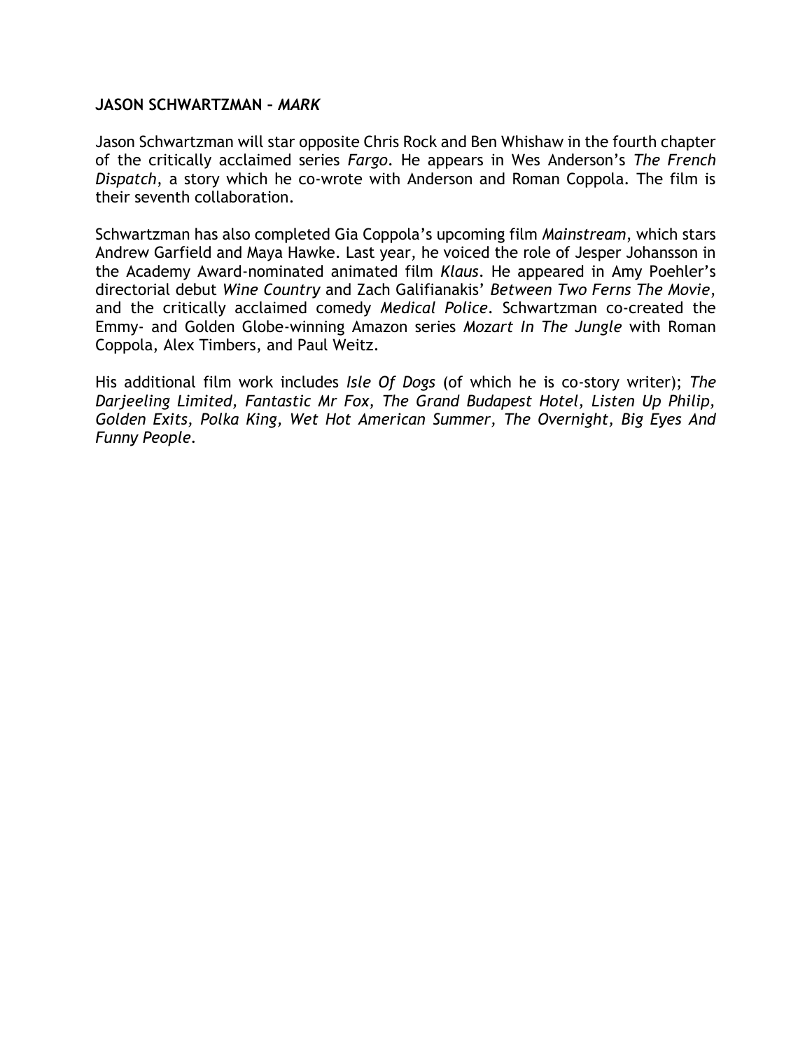**JASON SCHWARTZMAN – *MARK***

Jason Schwartzman will star opposite Chris Rock and Ben Whishaw in the fourth chapter of the critically acclaimed series *Fargo*. He appears in Wes Anderson's *The French Dispatch*, a story which he co-wrote with Anderson and Roman Coppola. The film is their seventh collaboration.

Schwartzman has also completed Gia Coppola's upcoming film *Mainstream*, which stars Andrew Garfield and Maya Hawke. Last year, he voiced the role of Jesper Johansson in the Academy Award-nominated animated film *Klaus*. He appeared in Amy Poehler's directorial debut *Wine Country* and Zach Galifianakis' *Between Two Ferns The Movie*, and the critically acclaimed comedy *Medical Police*. Schwartzman co-created the Emmy- and Golden Globe-winning Amazon series *Mozart In The Jungle* with Roman Coppola, Alex Timbers, and Paul Weitz.

His additional film work includes *Isle Of Dogs* (of which he is co-story writer); *The Darjeeling Limited, Fantastic Mr Fox, The Grand Budapest Hotel, Listen Up Philip, Golden Exits, Polka King, Wet Hot American Summer, The Overnight, Big Eyes And Funny People*.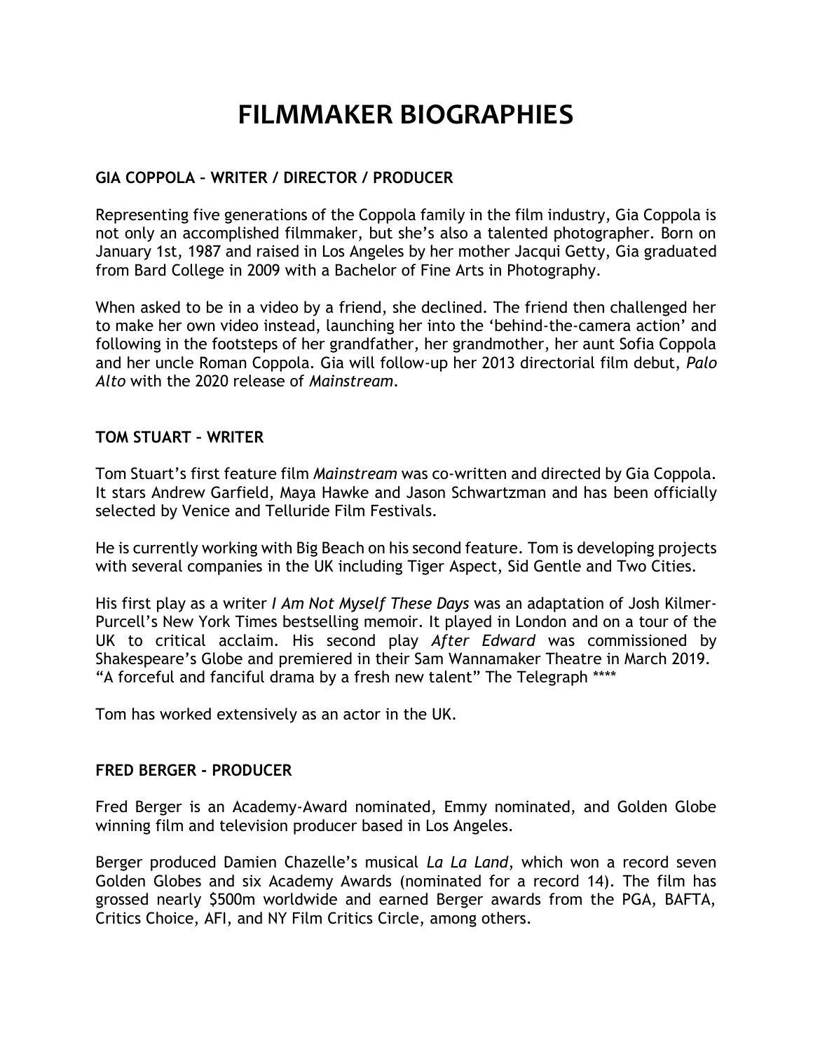# FILMMAKER BIOGRAPHIES

### GIA COPPOLA – WRITER / DIRECTOR / PRODUCER

Representing five generations of the Coppola family in the film industry, Gia Coppola is not only an accomplished filmmaker, but she's also a talented photographer. Born on January 1st, 1987 and raised in Los Angeles by her mother Jacqui Getty, Gia graduated from Bard College in 2009 with a Bachelor of Fine Arts in Photography.

When asked to be in a video by a friend, she declined. The friend then challenged her to make her own video instead, launching her into the 'behind-the-camera action' and following in the footsteps of her grandfather, her grandmother, her aunt Sofia Coppola and her uncle Roman Coppola. Gia will follow-up her 2013 directorial film debut, *Palo Alto* with the 2020 release of *Mainstream*.

### TOM STUART – WRITER

Tom Stuart's first feature film *Mainstream* was co-written and directed by Gia Coppola. It stars Andrew Garfield, Maya Hawke and Jason Schwartzman and has been officially selected by Venice and Telluride Film Festivals.

He is currently working with Big Beach on his second feature. Tom is developing projects with several companies in the UK including Tiger Aspect, Sid Gentle and Two Cities.

His first play as a writer *I Am Not Myself These Days* was an adaptation of Josh Kilmer-Purcell's New York Times bestselling memoir. It played in London and on a tour of the UK to critical acclaim. His second play *After Edward* was commissioned by Shakespeare's Globe and premiered in their Sam Wannamaker Theatre in March 2019. "A forceful and fanciful drama by a fresh new talent" The Telegraph ****

Tom has worked extensively as an actor in the UK.

### FRED BERGER - PRODUCER

Fred Berger is an Academy-Award nominated, Emmy nominated, and Golden Globe winning film and television producer based in Los Angeles.

Berger produced Damien Chazelle's musical *La La Land*, which won a record seven Golden Globes and six Academy Awards (nominated for a record 14). The film has grossed nearly $500m worldwide and earned Berger awards from the PGA, BAFTA, Critics Choice, AFI, and NY Film Critics Circle, among others.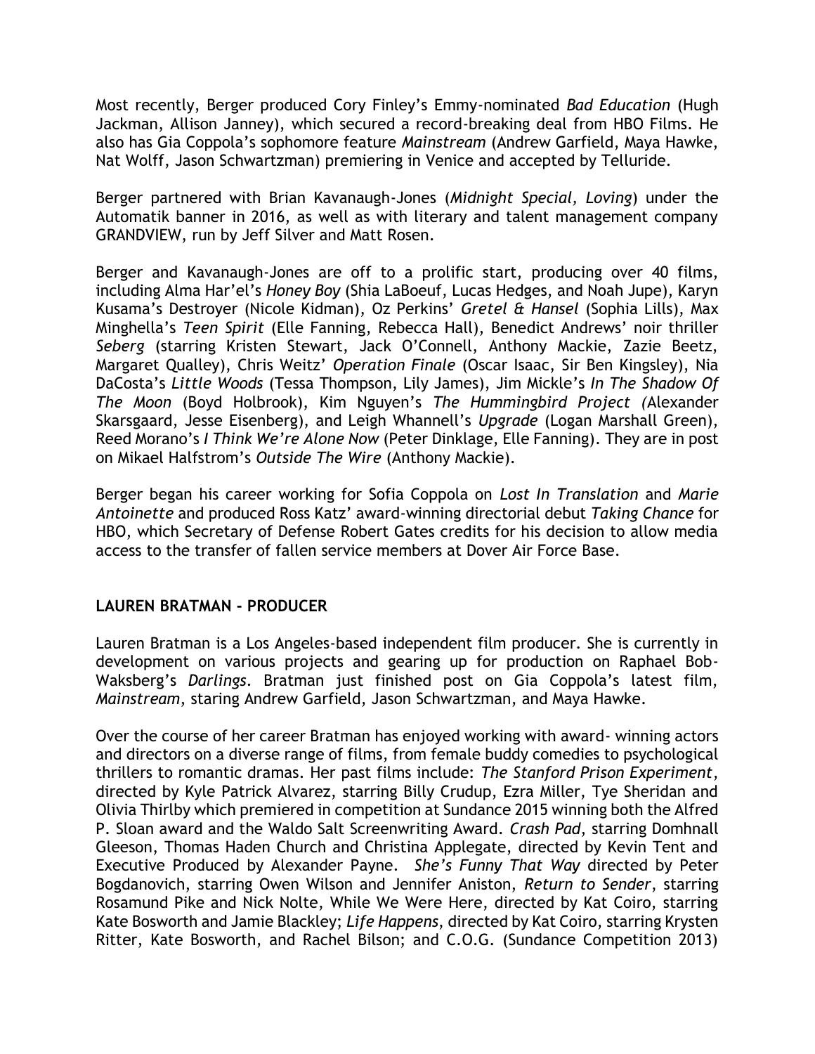Most recently, Berger produced Cory Finley's Emmy-nominated *Bad Education* (Hugh Jackman, Allison Janney), which secured a record-breaking deal from HBO Films. He also has Gia Coppola's sophomore feature *Mainstream* (Andrew Garfield, Maya Hawke, Nat Wolff, Jason Schwartzman) premiering in Venice and accepted by Telluride.

Berger partnered with Brian Kavanaugh-Jones (*Midnight Special, Loving*) under the Automatik banner in 2016, as well as with literary and talent management company GRANDVIEW, run by Jeff Silver and Matt Rosen.

Berger and Kavanaugh-Jones are off to a prolific start, producing over 40 films, including Alma Har'el's *Honey Boy* (Shia LaBoeuf, Lucas Hedges, and Noah Jupe), Karyn Kusama's Destroyer (Nicole Kidman), Oz Perkins' *Gretel & Hansel* (Sophia Lills), Max Minghella's *Teen Spirit* (Elle Fanning, Rebecca Hall), Benedict Andrews' noir thriller *Seberg* (starring Kristen Stewart, Jack O'Connell, Anthony Mackie, Zazie Beetz, Margaret Qualley), Chris Weitz' *Operation Finale* (Oscar Isaac, Sir Ben Kingsley), Nia DaCosta's *Little Woods* (Tessa Thompson, Lily James), Jim Mickle's *In The Shadow Of The Moon* (Boyd Holbrook), Kim Nguyen's *The Hummingbird Project (*Alexander Skarsgaard, Jesse Eisenberg), and Leigh Whannell's *Upgrade* (Logan Marshall Green), Reed Morano's *I Think We're Alone Now* (Peter Dinklage, Elle Fanning). They are in post on Mikael Halfstrom's *Outside The Wire* (Anthony Mackie).

Berger began his career working for Sofia Coppola on *Lost In Translation* and *Marie Antoinette* and produced Ross Katz' award-winning directorial debut *Taking Chance* for HBO, which Secretary of Defense Robert Gates credits for his decision to allow media access to the transfer of fallen service members at Dover Air Force Base.

## LAUREN BRATMAN - PRODUCER

Lauren Bratman is a Los Angeles-based independent film producer. She is currently in development on various projects and gearing up for production on Raphael Bob-Waksberg's *Darlings*. Bratman just finished post on Gia Coppola's latest film, *Mainstream*, staring Andrew Garfield, Jason Schwartzman, and Maya Hawke.

Over the course of her career Bratman has enjoyed working with award- winning actors and directors on a diverse range of films, from female buddy comedies to psychological thrillers to romantic dramas. Her past films include: *The Stanford Prison Experiment*, directed by Kyle Patrick Alvarez, starring Billy Crudup, Ezra Miller, Tye Sheridan and Olivia Thirlby which premiered in competition at Sundance 2015 winning both the Alfred P. Sloan award and the Waldo Salt Screenwriting Award. *Crash Pad*, starring Domhnall Gleeson, Thomas Haden Church and Christina Applegate, directed by Kevin Tent and Executive Produced by Alexander Payne. *She's Funny That Way* directed by Peter Bogdanovich, starring Owen Wilson and Jennifer Aniston, *Return to Sender*, starring Rosamund Pike and Nick Nolte, While We Were Here, directed by Kat Coiro, starring Kate Bosworth and Jamie Blackley; *Life Happens*, directed by Kat Coiro, starring Krysten Ritter, Kate Bosworth, and Rachel Bilson; and C.O.G. (Sundance Competition 2013)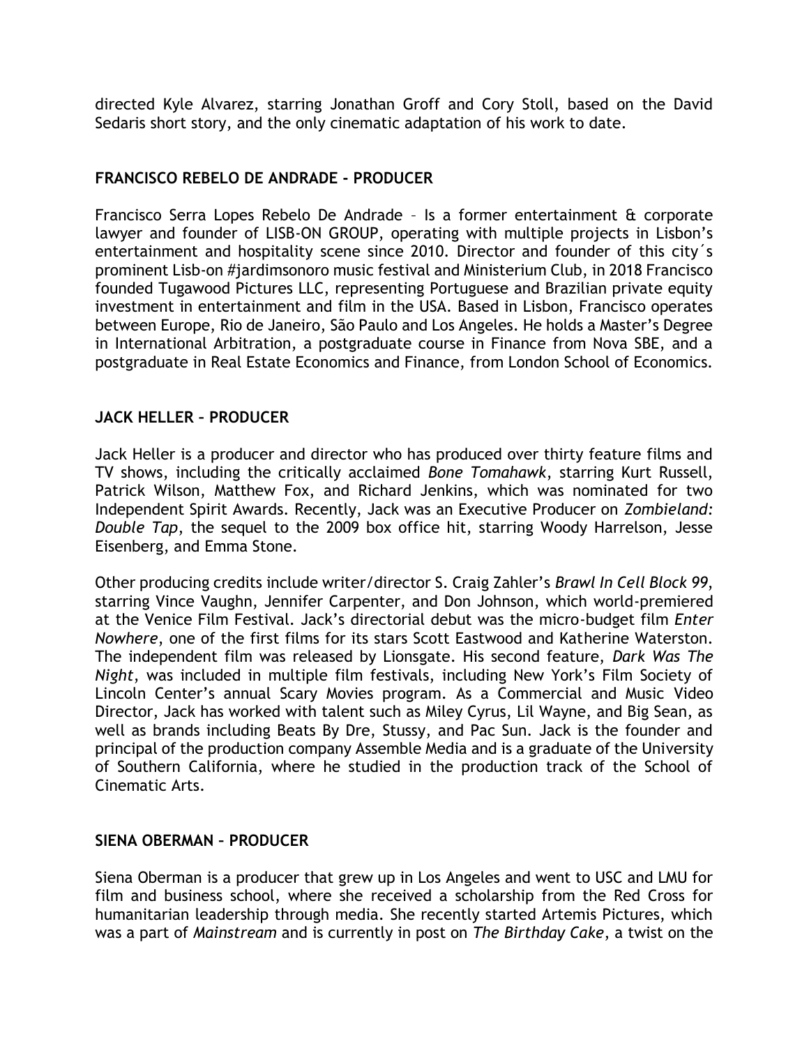directed Kyle Alvarez, starring Jonathan Groff and Cory Stoll, based on the David Sedaris short story, and the only cinematic adaptation of his work to date.

**FRANCISCO REBELO DE ANDRADE - PRODUCER**

Francisco Serra Lopes Rebelo De Andrade – Is a former entertainment & corporate lawyer and founder of LISB-ON GROUP, operating with multiple projects in Lisbon's entertainment and hospitality scene since 2010. Director and founder of this city´s prominent Lisb-on #jardimsonoro music festival and Ministerium Club, in 2018 Francisco founded Tugawood Pictures LLC, representing Portuguese and Brazilian private equity investment in entertainment and film in the USA. Based in Lisbon, Francisco operates between Europe, Rio de Janeiro, São Paulo and Los Angeles. He holds a Master's Degree in International Arbitration, a postgraduate course in Finance from Nova SBE, and a postgraduate in Real Estate Economics and Finance, from London School of Economics.

**JACK HELLER – PRODUCER**

Jack Heller is a producer and director who has produced over thirty feature films and TV shows, including the critically acclaimed *Bone Tomahawk*, starring Kurt Russell, Patrick Wilson, Matthew Fox, and Richard Jenkins, which was nominated for two Independent Spirit Awards. Recently, Jack was an Executive Producer on *Zombieland: Double Tap*, the sequel to the 2009 box office hit, starring Woody Harrelson, Jesse Eisenberg, and Emma Stone.

Other producing credits include writer/director S. Craig Zahler's *Brawl In Cell Block 99*, starring Vince Vaughn, Jennifer Carpenter, and Don Johnson, which world-premiered at the Venice Film Festival. Jack's directorial debut was the micro-budget film *Enter Nowhere*, one of the first films for its stars Scott Eastwood and Katherine Waterston. The independent film was released by Lionsgate. His second feature, *Dark Was The Night*, was included in multiple film festivals, including New York's Film Society of Lincoln Center's annual Scary Movies program. As a Commercial and Music Video Director, Jack has worked with talent such as Miley Cyrus, Lil Wayne, and Big Sean, as well as brands including Beats By Dre, Stussy, and Pac Sun. Jack is the founder and principal of the production company Assemble Media and is a graduate of the University of Southern California, where he studied in the production track of the School of Cinematic Arts.

**SIENA OBERMAN – PRODUCER**

Siena Oberman is a producer that grew up in Los Angeles and went to USC and LMU for film and business school, where she received a scholarship from the Red Cross for humanitarian leadership through media. She recently started Artemis Pictures, which was a part of *Mainstream* and is currently in post on *The Birthday Cake*, a twist on the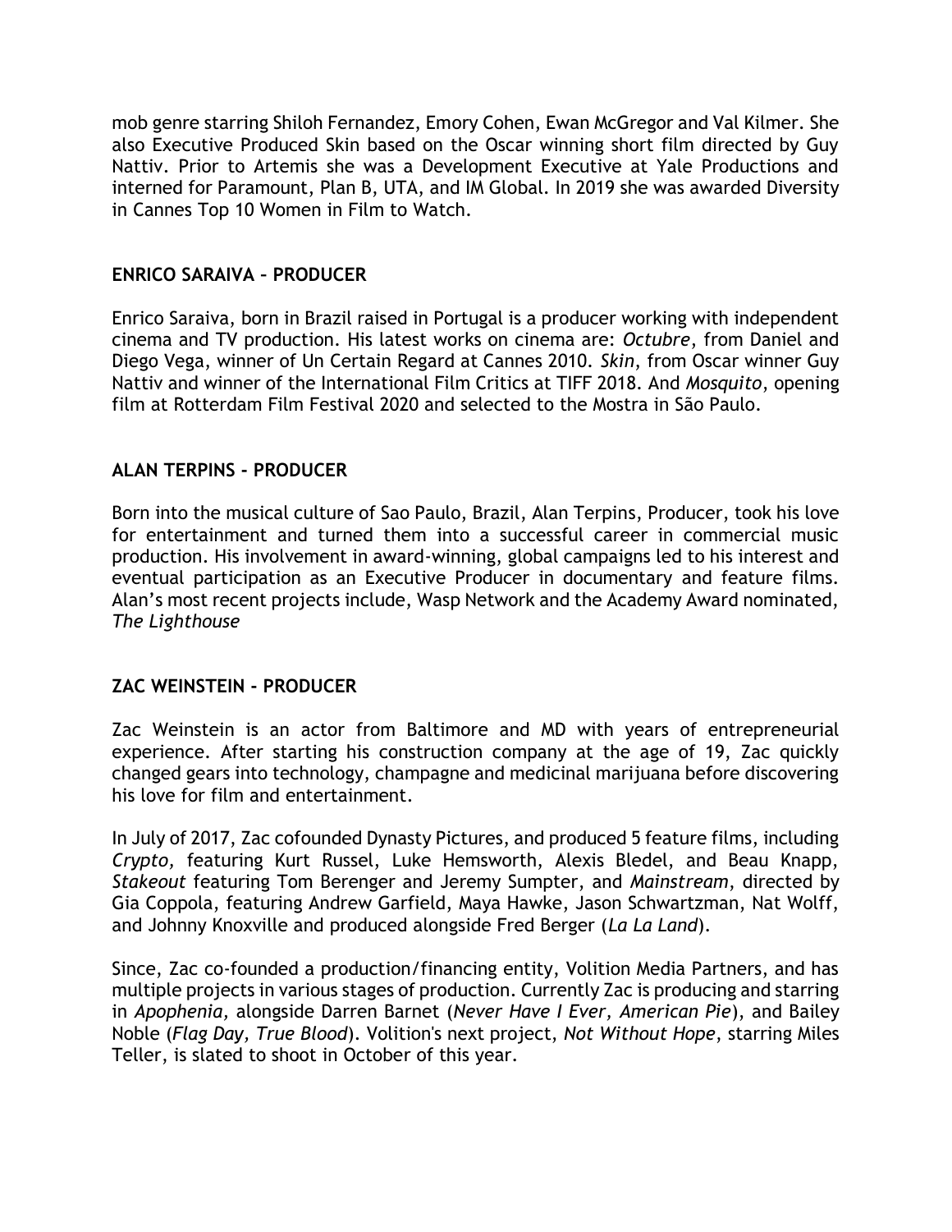mob genre starring Shiloh Fernandez, Emory Cohen, Ewan McGregor and Val Kilmer. She also Executive Produced Skin based on the Oscar winning short film directed by Guy Nattiv. Prior to Artemis she was a Development Executive at Yale Productions and interned for Paramount, Plan B, UTA, and IM Global. In 2019 she was awarded Diversity in Cannes Top 10 Women in Film to Watch.

### ENRICO SARAIVA – PRODUCER

Enrico Saraiva, born in Brazil raised in Portugal is a producer working with independent cinema and TV production. His latest works on cinema are: *Octubre*, from Daniel and Diego Vega, winner of Un Certain Regard at Cannes 2010. *Skin*, from Oscar winner Guy Nattiv and winner of the International Film Critics at TIFF 2018. And *Mosquito*, opening film at Rotterdam Film Festival 2020 and selected to the Mostra in São Paulo.

### ALAN TERPINS - PRODUCER

Born into the musical culture of Sao Paulo, Brazil, Alan Terpins, Producer, took his love for entertainment and turned them into a successful career in commercial music production. His involvement in award-winning, global campaigns led to his interest and eventual participation as an Executive Producer in documentary and feature films. Alan's most recent projects include, Wasp Network and the Academy Award nominated, *The Lighthouse*

### ZAC WEINSTEIN - PRODUCER

Zac Weinstein is an actor from Baltimore and MD with years of entrepreneurial experience. After starting his construction company at the age of 19, Zac quickly changed gears into technology, champagne and medicinal marijuana before discovering his love for film and entertainment.

In July of 2017, Zac cofounded Dynasty Pictures, and produced 5 feature films, including *Crypto,* featuring Kurt Russel, Luke Hemsworth, Alexis Bledel, and Beau Knapp, *Stakeout* featuring Tom Berenger and Jeremy Sumpter, and *Mainstream*, directed by Gia Coppola, featuring Andrew Garfield, Maya Hawke, Jason Schwartzman, Nat Wolff, and Johnny Knoxville and produced alongside Fred Berger (*La La Land*).

Since, Zac co-founded a production/financing entity, Volition Media Partners, and has multiple projects in various stages of production. Currently Zac is producing and starring in *Apophenia,* alongside Darren Barnet (*Never Have I Ever, American Pie*), and Bailey Noble (*Flag Day, True Blood*). Volition's next project, *Not Without Hope*, starring Miles Teller, is slated to shoot in October of this year.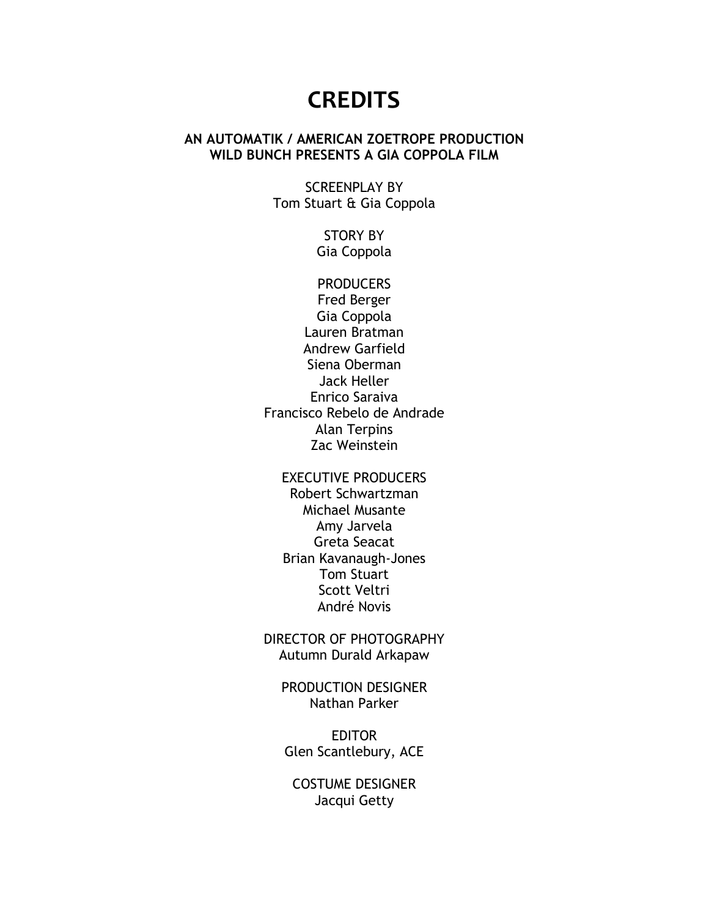# CREDITS

**AN AUTOMATIK / AMERICAN ZOETROPE PRODUCTION**
**WILD BUNCH PRESENTS A GIA COPPOLA FILM**

SCREENPLAY BY
Tom Stuart & Gia Coppola

STORY BY
Gia Coppola

PRODUCERS
Fred Berger
Gia Coppola
Lauren Bratman
Andrew Garfield
Siena Oberman
Jack Heller
Enrico Saraiva
Francisco Rebelo de Andrade
Alan Terpins
Zac Weinstein

EXECUTIVE PRODUCERS
Robert Schwartzman
Michael Musante
Amy Jarvela
Greta Seacat
Brian Kavanaugh-Jones
Tom Stuart
Scott Veltri
André Novis

DIRECTOR OF PHOTOGRAPHY
Autumn Durald Arkapaw

PRODUCTION DESIGNER
Nathan Parker

EDITOR
Glen Scantlebury, ACE

COSTUME DESIGNER
Jacqui Getty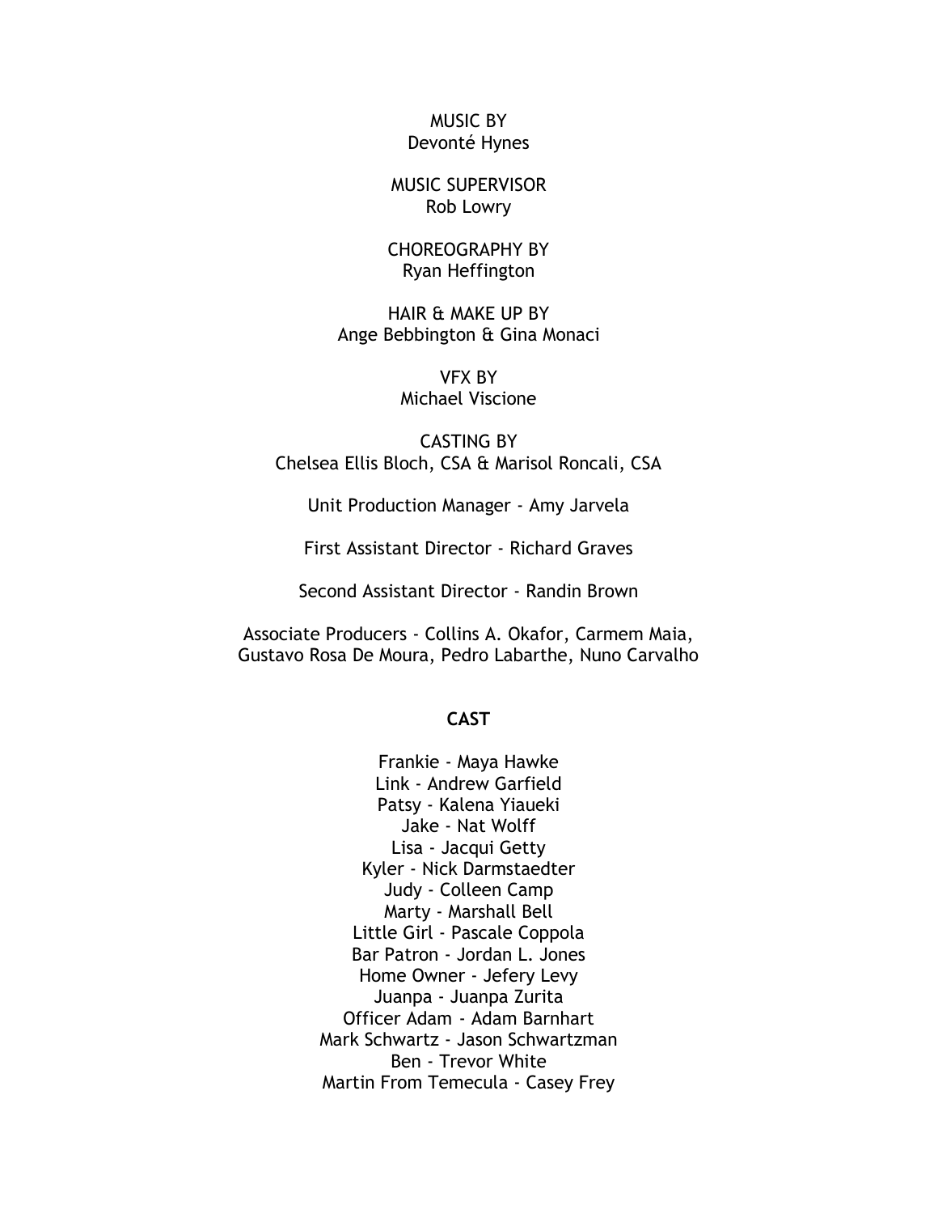MUSIC BY
Devonté Hynes

MUSIC SUPERVISOR
Rob Lowry

CHOREOGRAPHY BY
Ryan Heffington

HAIR & MAKE UP BY
Ange Bebbington & Gina Monaci

VFX BY
Michael Viscione

CASTING BY
Chelsea Ellis Bloch, CSA & Marisol Roncali, CSA

Unit Production Manager - Amy Jarvela

First Assistant Director - Richard Graves

Second Assistant Director - Randin Brown

Associate Producers - Collins A. Okafor, Carmem Maia,
Gustavo Rosa De Moura, Pedro Labarthe, Nuno Carvalho

**CAST**

Frankie - Maya Hawke
Link - Andrew Garfield
Patsy - Kalena Yiaueki
Jake - Nat Wolff
Lisa - Jacqui Getty
Kyler - Nick Darmstaedter
Judy - Colleen Camp
Marty - Marshall Bell
Little Girl - Pascale Coppola
Bar Patron - Jordan L. Jones
Home Owner - Jefery Levy
Juanpa - Juanpa Zurita
Officer Adam - Adam Barnhart
Mark Schwartz - Jason Schwartzman
Ben - Trevor White
Martin From Temecula - Casey Frey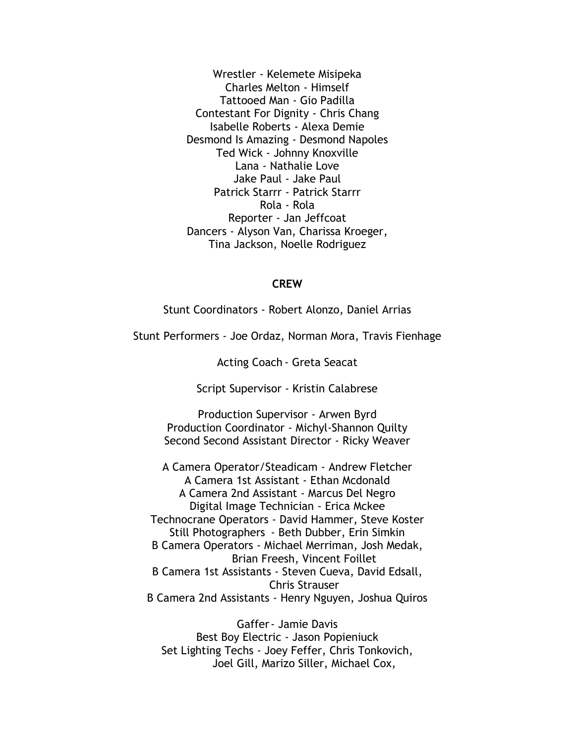Wrestler - Kelemete Misipeka
Charles Melton - Himself
Tattooed Man - Gio Padilla
Contestant For Dignity - Chris Chang
Isabelle Roberts - Alexa Demie
Desmond Is Amazing - Desmond Napoles
Ted Wick - Johnny Knoxville
Lana - Nathalie Love
Jake Paul - Jake Paul
Patrick Starrr - Patrick Starrr
Rola - Rola
Reporter - Jan Jeffcoat
Dancers - Alyson Van, Charissa Kroeger,
Tina Jackson, Noelle Rodriguez

**CREW**

Stunt Coordinators - Robert Alonzo, Daniel Arrias

Stunt Performers - Joe Ordaz, Norman Mora, Travis Fienhage

Acting Coach - Greta Seacat

Script Supervisor - Kristin Calabrese

Production Supervisor - Arwen Byrd
Production Coordinator - Michyl-Shannon Quilty
Second Second Assistant Director - Ricky Weaver

A Camera Operator/Steadicam - Andrew Fletcher
A Camera 1st Assistant - Ethan Mcdonald
A Camera 2nd Assistant - Marcus Del Negro
Digital Image Technician - Erica Mckee
Technocrane Operators - David Hammer, Steve Koster
Still Photographers - Beth Dubber, Erin Simkin
B Camera Operators - Michael Merriman, Josh Medak,
Brian Freesh, Vincent Foillet
B Camera 1st Assistants - Steven Cueva, David Edsall,
Chris Strauser
B Camera 2nd Assistants - Henry Nguyen, Joshua Quiros

Gaffer - Jamie Davis
Best Boy Electric - Jason Popieniuck
Set Lighting Techs - Joey Feffer, Chris Tonkovich,
Joel Gill, Marizo Siller, Michael Cox,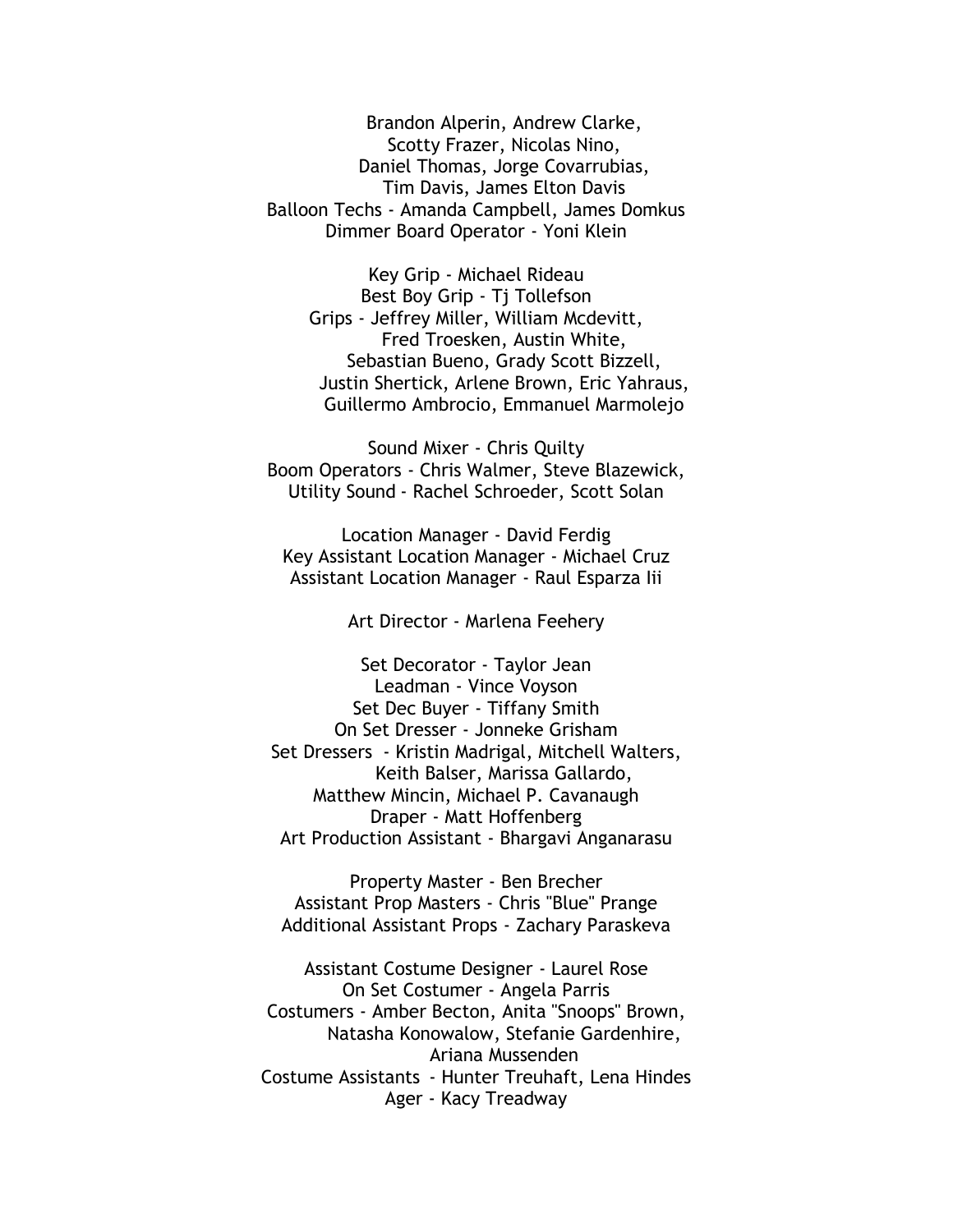Brandon Alperin, Andrew Clarke,
Scotty Frazer, Nicolas Nino,
Daniel Thomas, Jorge Covarrubias,
Tim Davis, James Elton Davis
Balloon Techs - Amanda Campbell, James Domkus
Dimmer Board Operator - Yoni Klein

Key Grip - Michael Rideau
Best Boy Grip - Tj Tollefson
Grips - Jeffrey Miller, William Mcdevitt,
Fred Troesken, Austin White,
Sebastian Bueno, Grady Scott Bizzell,
Justin Shertick, Arlene Brown, Eric Yahraus,
Guillermo Ambrocio, Emmanuel Marmolejo

Sound Mixer - Chris Quilty
Boom Operators - Chris Walmer, Steve Blazewick,
Utility Sound - Rachel Schroeder, Scott Solan

Location Manager - David Ferdig
Key Assistant Location Manager - Michael Cruz
Assistant Location Manager - Raul Esparza Iii

Art Director - Marlena Feehery

Set Decorator - Taylor Jean
Leadman - Vince Voyson
Set Dec Buyer - Tiffany Smith
On Set Dresser - Jonneke Grisham
Set Dressers - Kristin Madrigal, Mitchell Walters,
Keith Balser, Marissa Gallardo,
Matthew Mincin, Michael P. Cavanaugh
Draper - Matt Hoffenberg
Art Production Assistant - Bhargavi Anganarasu

Property Master - Ben Brecher
Assistant Prop Masters - Chris "Blue" Prange
Additional Assistant Props - Zachary Paraskeva

Assistant Costume Designer - Laurel Rose
On Set Costumer - Angela Parris
Costumers - Amber Becton, Anita "Snoops" Brown,
Natasha Konowalow, Stefanie Gardenhire,
Ariana Mussenden
Costume Assistants - Hunter Treuhaft, Lena Hindes
Ager - Kacy Treadway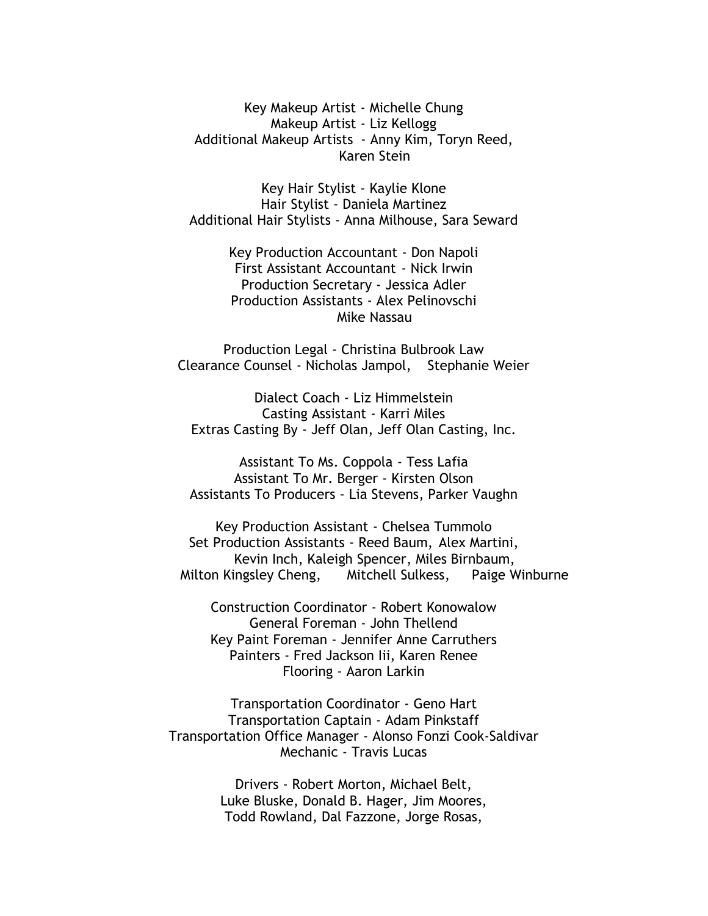Key Makeup Artist - Michelle Chung
Makeup Artist - Liz Kellogg
Additional Makeup Artists - Anny Kim, Toryn Reed,
Karen Stein

Key Hair Stylist - Kaylie Klone
Hair Stylist - Daniela Martinez
Additional Hair Stylists - Anna Milhouse, Sara Seward

Key Production Accountant - Don Napoli
First Assistant Accountant - Nick Irwin
Production Secretary - Jessica Adler
Production Assistants - Alex Pelinovschi
Mike Nassau

Production Legal - Christina Bulbrook Law
Clearance Counsel - Nicholas Jampol, Stephanie Weier

Dialect Coach - Liz Himmelstein
Casting Assistant - Karri Miles
Extras Casting By - Jeff Olan, Jeff Olan Casting, Inc.

Assistant To Ms. Coppola - Tess Lafia
Assistant To Mr. Berger - Kirsten Olson
Assistants To Producers - Lia Stevens, Parker Vaughn

Key Production Assistant - Chelsea Tummolo
Set Production Assistants - Reed Baum, Alex Martini,
Kevin Inch, Kaleigh Spencer, Miles Birnbaum,
Milton Kingsley Cheng, Mitchell Sulkess, Paige Winburne

Construction Coordinator - Robert Konowalow
General Foreman - John Thellend
Key Paint Foreman - Jennifer Anne Carruthers
Painters - Fred Jackson Iii, Karen Renee
Flooring - Aaron Larkin

Transportation Coordinator - Geno Hart
Transportation Captain - Adam Pinkstaff
Transportation Office Manager - Alonso Fonzi Cook-Saldivar
Mechanic - Travis Lucas

Drivers - Robert Morton, Michael Belt,
Luke Bluske, Donald B. Hager, Jim Moores,
Todd Rowland, Dal Fazzone, Jorge Rosas,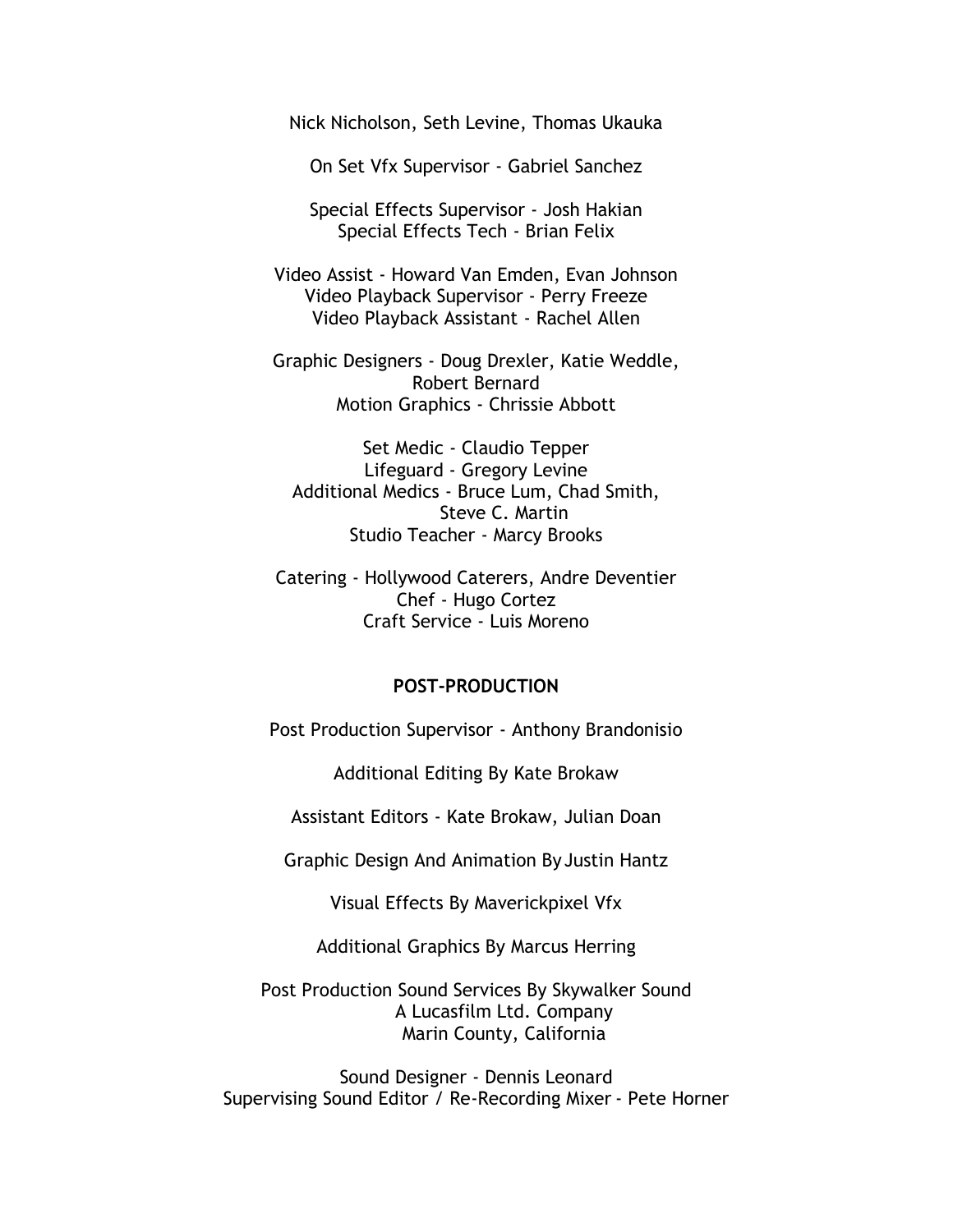Nick Nicholson, Seth Levine, Thomas Ukauka

On Set Vfx Supervisor - Gabriel Sanchez

Special Effects Supervisor - Josh Hakian
Special Effects Tech - Brian Felix

Video Assist - Howard Van Emden, Evan Johnson
Video Playback Supervisor - Perry Freeze
Video Playback Assistant - Rachel Allen

Graphic Designers - Doug Drexler, Katie Weddle, Robert Bernard
Motion Graphics - Chrissie Abbott

Set Medic - Claudio Tepper
Lifeguard - Gregory Levine
Additional Medics - Bruce Lum, Chad Smith, Steve C. Martin
Studio Teacher - Marcy Brooks

Catering - Hollywood Caterers, Andre Deventier
Chef - Hugo Cortez
Craft Service - Luis Moreno

**POST-PRODUCTION**

Post Production Supervisor - Anthony Brandonisio

Additional Editing By Kate Brokaw

Assistant Editors - Kate Brokaw, Julian Doan

Graphic Design And Animation By Justin Hantz

Visual Effects By Maverickpixel Vfx

Additional Graphics By Marcus Herring

Post Production Sound Services By Skywalker Sound
A Lucasfilm Ltd. Company
Marin County, California

Sound Designer - Dennis Leonard
Supervising Sound Editor / Re-Recording Mixer - Pete Horner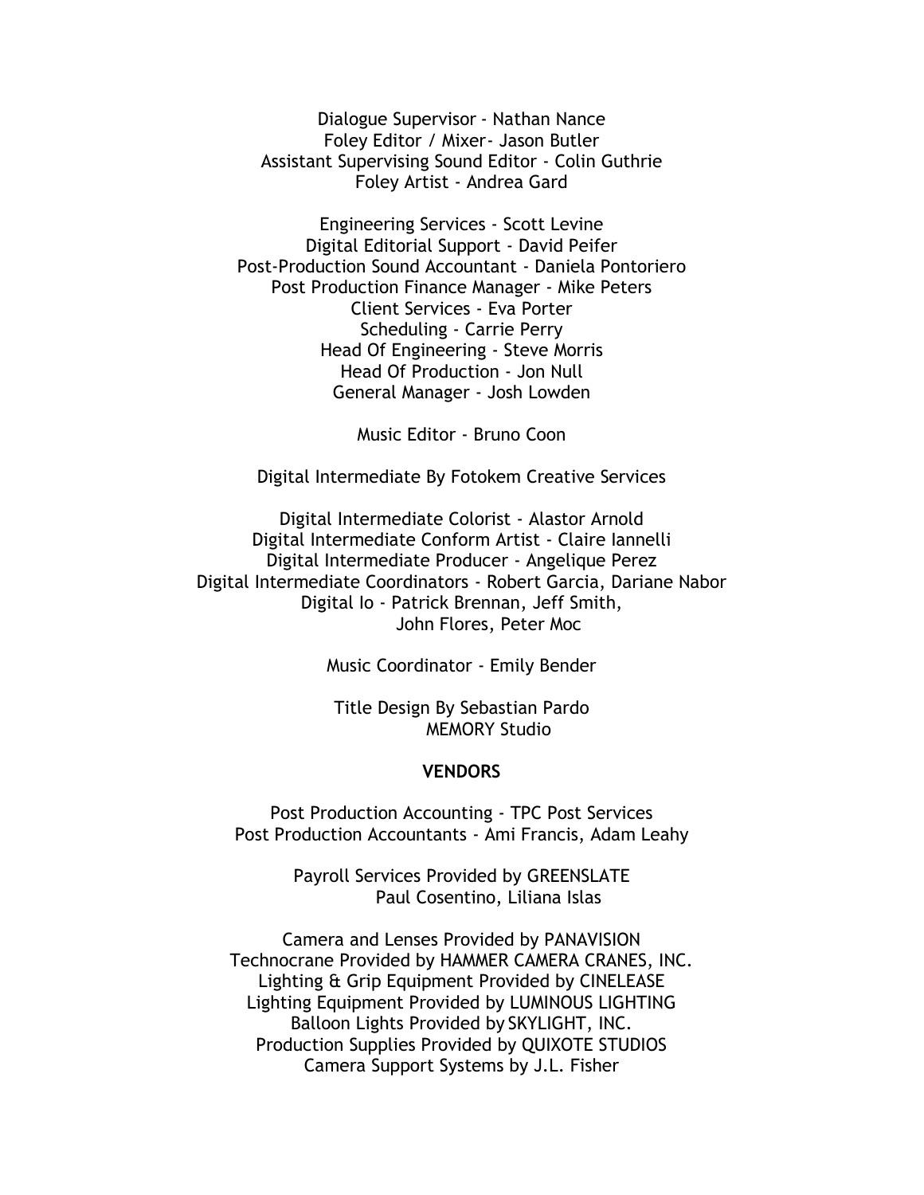Dialogue Supervisor - Nathan Nance
Foley Editor / Mixer- Jason Butler
Assistant Supervising Sound Editor - Colin Guthrie
Foley Artist - Andrea Gard

Engineering Services - Scott Levine
Digital Editorial Support - David Peifer
Post-Production Sound Accountant - Daniela Pontoriero
Post Production Finance Manager - Mike Peters
Client Services - Eva Porter
Scheduling - Carrie Perry
Head Of Engineering - Steve Morris
Head Of Production - Jon Null
General Manager - Josh Lowden

Music Editor - Bruno Coon

Digital Intermediate By Fotokem Creative Services

Digital Intermediate Colorist - Alastor Arnold
Digital Intermediate Conform Artist - Claire Iannelli
Digital Intermediate Producer - Angelique Perez
Digital Intermediate Coordinators - Robert Garcia, Dariane Nabor
Digital Io - Patrick Brennan, Jeff Smith,
John Flores, Peter Moc

Music Coordinator - Emily Bender

Title Design By Sebastian Pardo
MEMORY Studio

**VENDORS**

Post Production Accounting - TPC Post Services
Post Production Accountants - Ami Francis, Adam Leahy

Payroll Services Provided by GREENSLATE
Paul Cosentino, Liliana Islas

Camera and Lenses Provided by PANAVISION
Technocrane Provided by HAMMER CAMERA CRANES, INC.
Lighting & Grip Equipment Provided by CINELEASE
Lighting Equipment Provided by LUMINOUS LIGHTING
Balloon Lights Provided by SKYLIGHT, INC.
Production Supplies Provided by QUIXOTE STUDIOS
Camera Support Systems by J.L. Fisher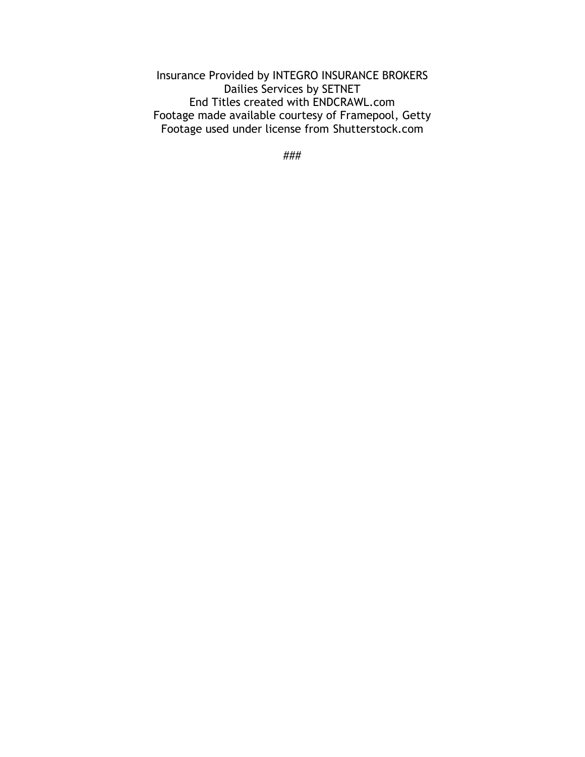Insurance Provided by INTEGRO INSURANCE BROKERS
Dailies Services by SETNET
End Titles created with ENDCRAWL.com
Footage made available courtesy of Framepool, Getty
Footage used under license from Shutterstock.com

###